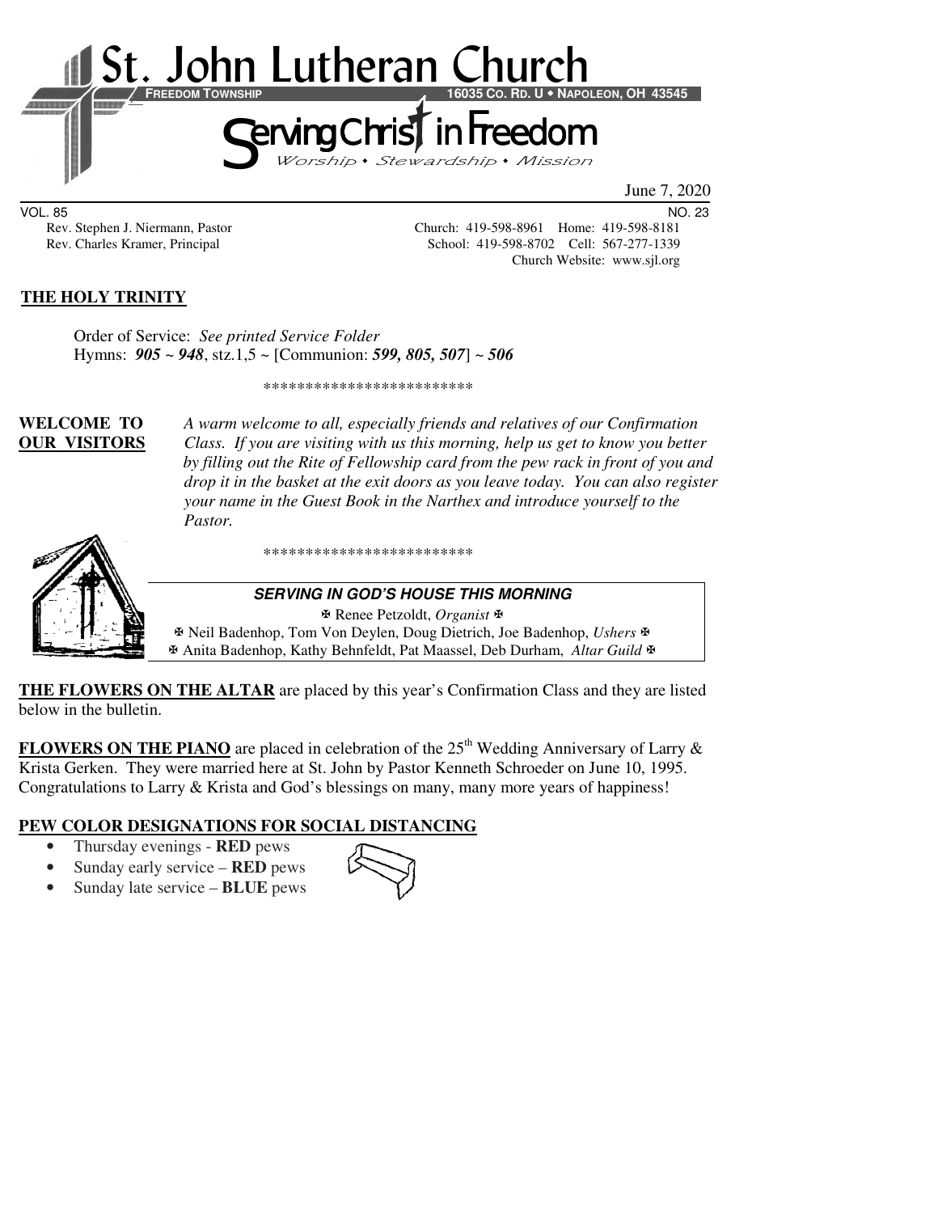# St. John Lutheran Church

**FREEDOM TOWNSHIP** **16035 CO. RD. U • NAPOLEON, OH 43545**

## Serving Christ in Freedom

*Worship • Stewardship • Mission*

June 7, 2020

VOL. 85 NO. 23

Rev. Stephen J. Niermann, Pastor — Church: 419-598-8961 Home: 419-598-8181

Rev. Charles Kramer, Principal — School: 419-598-8702 Cell: 567-277-1339

Church Website: www.sjl.org

**THE HOLY TRINITY**

Order of Service: *See printed Service Folder*

Hymns: ***905 ~ 948***, stz.1,5 ~ [Communion: ***599, 805, 507***] ~ ***506***

*************************

**WELCOME TO OUR VISITORS** *A warm welcome to all, especially friends and relatives of our Confirmation Class. If you are visiting with us this morning, help us get to know you better by filling out the Rite of Fellowship card from the pew rack in front of you and drop it in the basket at the exit doors as you leave today. You can also register your name in the Guest Book in the Narthex and introduce yourself to the Pastor.*

*************************

***SERVING IN GOD'S HOUSE THIS MORNING***

✠ Renee Petzoldt, *Organist* ✠

✠ Neil Badenhop, Tom Von Deylen, Doug Dietrich, Joe Badenhop, *Ushers* ✠

✠ Anita Badenhop, Kathy Behnfeldt, Pat Maassel, Deb Durham, *Altar Guild* ✠

**THE FLOWERS ON THE ALTAR** are placed by this year's Confirmation Class and they are listed below in the bulletin.

**FLOWERS ON THE PIANO** are placed in celebration of the 25th Wedding Anniversary of Larry & Krista Gerken. They were married here at St. John by Pastor Kenneth Schroeder on June 10, 1995. Congratulations to Larry & Krista and God's blessings on many, many more years of happiness!

**PEW COLOR DESIGNATIONS FOR SOCIAL DISTANCING**

- Thursday evenings - **RED** pews
- Sunday early service – **RED** pews
- Sunday late service – **BLUE** pews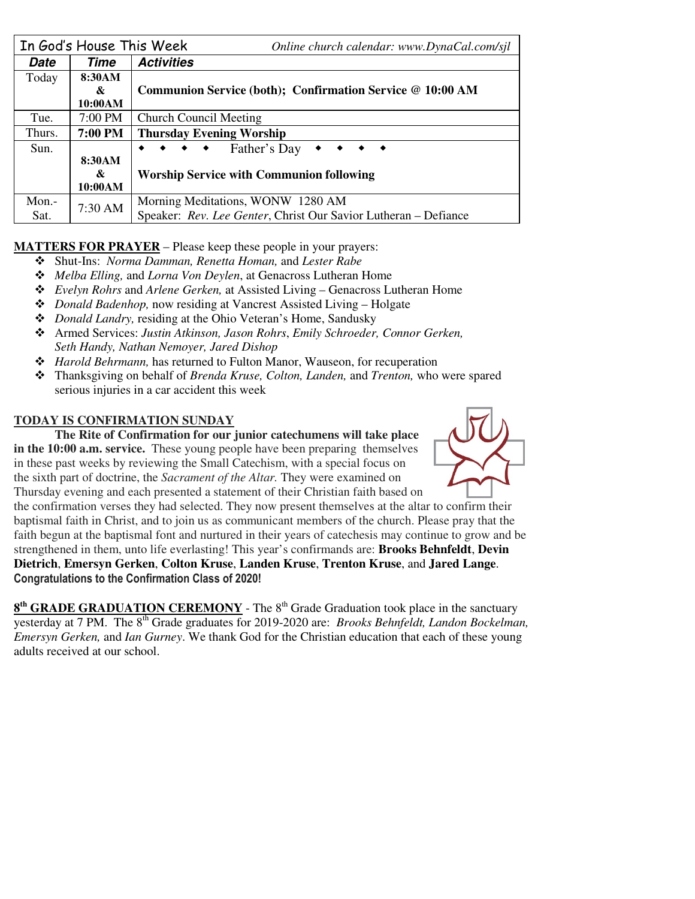| In God's House This Week | | *Online church calendar: www.DynaCal.com/sjl* |
|---|---|---|
| ***Date*** | ***Time*** | ***Activities*** |
| Today | **8:30AM & 10:00AM** | **Communion Service (both); Confirmation Service @ 10:00 AM** |
| Tue. | 7:00 PM | Church Council Meeting |
| Thurs. | **7:00 PM** | **Thursday Evening Worship** |
| Sun. | **8:30AM & 10:00AM** | ◆ ◆ ◆ ◆ Father's Day ◆ ◆ ◆ ◆ **Worship Service with Communion following** |
| Mon.-Sat. | 7:30 AM | Morning Meditations, WONW 1280 AM Speaker: *Rev. Lee Genter*, Christ Our Savior Lutheran – Defiance |

**MATTERS FOR PRAYER** – Please keep these people in your prayers:

- Shut-Ins: *Norma Damman, Renetta Homan,* and *Lester Rabe*
- *Melba Elling,* and *Lorna Von Deylen*, at Genacross Lutheran Home
- *Evelyn Rohrs* and *Arlene Gerken,* at Assisted Living – Genacross Lutheran Home
- *Donald Badenhop,* now residing at Vancrest Assisted Living – Holgate
- *Donald Landry,* residing at the Ohio Veteran's Home, Sandusky
- Armed Services: *Justin Atkinson, Jason Rohrs*, *Emily Schroeder, Connor Gerken, Seth Handy, Nathan Nemoyer, Jared Dishop*
- *Harold Behrmann,* has returned to Fulton Manor, Wauseon, for recuperation
- Thanksgiving on behalf of *Brenda Kruse, Colton, Landen,* and *Trenton,* who were spared serious injuries in a car accident this week

**TODAY IS CONFIRMATION SUNDAY**

**The Rite of Confirmation for our junior catechumens will take place in the 10:00 a.m. service.** These young people have been preparing themselves in these past weeks by reviewing the Small Catechism, with a special focus on the sixth part of doctrine, the *Sacrament of the Altar.* They were examined on Thursday evening and each presented a statement of their Christian faith based on the confirmation verses they had selected. They now present themselves at the altar to confirm their baptismal faith in Christ, and to join us as communicant members of the church. Please pray that the faith begun at the baptismal font and nurtured in their years of catechesis may continue to grow and be strengthened in them, unto life everlasting! This year's confirmands are: **Brooks Behnfeldt**, **Devin Dietrich**, **Emersyn Gerken**, **Colton Kruse**, **Landen Kruse**, **Trenton Kruse**, and **Jared Lange**. **Congratulations to the Confirmation Class of 2020!**

**8th GRADE GRADUATION CEREMONY** - The 8th Grade Graduation took place in the sanctuary yesterday at 7 PM. The 8th Grade graduates for 2019-2020 are: *Brooks Behnfeldt, Landon Bockelman, Emersyn Gerken,* and *Ian Gurney*. We thank God for the Christian education that each of these young adults received at our school.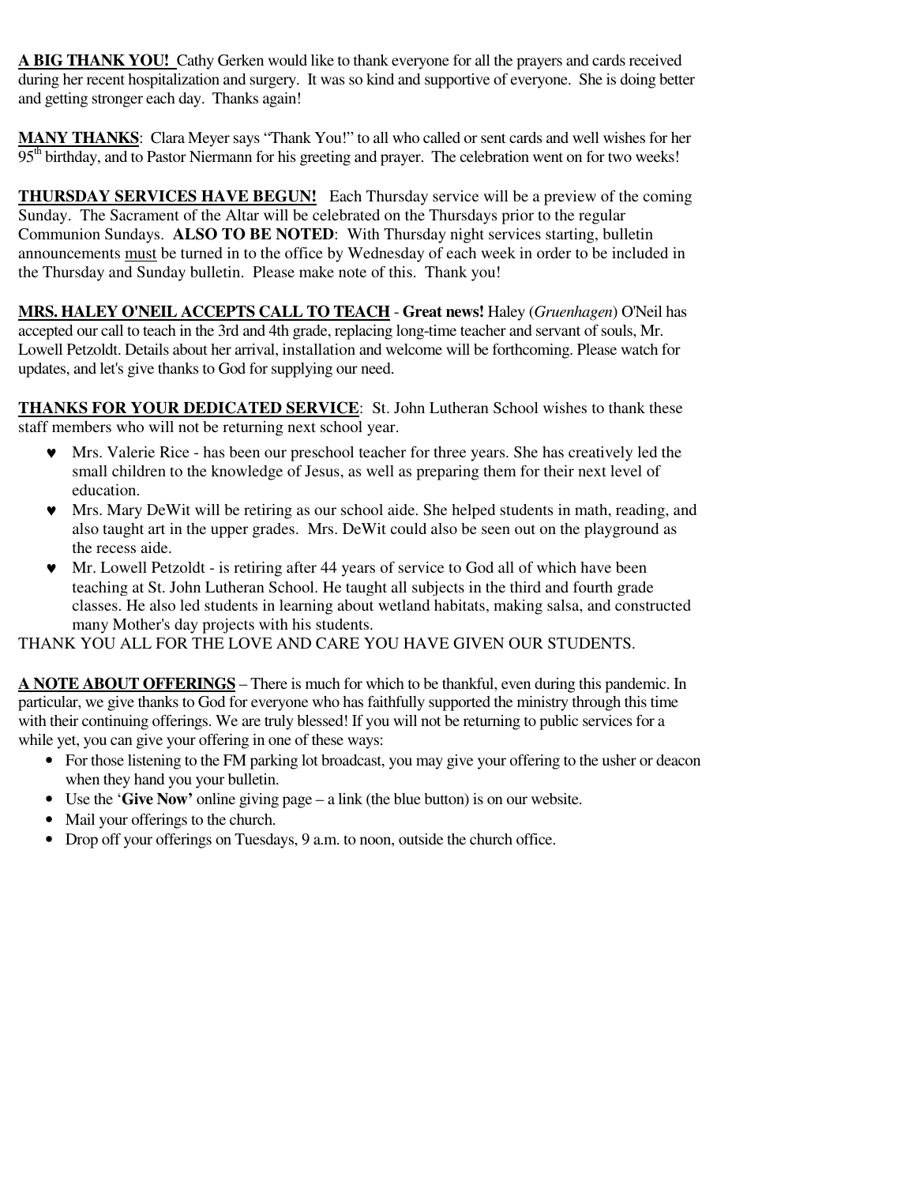**A BIG THANK YOU!** Cathy Gerken would like to thank everyone for all the prayers and cards received during her recent hospitalization and surgery. It was so kind and supportive of everyone. She is doing better and getting stronger each day. Thanks again!

**MANY THANKS**: Clara Meyer says "Thank You!" to all who called or sent cards and well wishes for her 95th birthday, and to Pastor Niermann for his greeting and prayer. The celebration went on for two weeks!

**THURSDAY SERVICES HAVE BEGUN!** Each Thursday service will be a preview of the coming Sunday. The Sacrament of the Altar will be celebrated on the Thursdays prior to the regular Communion Sundays. **ALSO TO BE NOTED**: With Thursday night services starting, bulletin announcements must be turned in to the office by Wednesday of each week in order to be included in the Thursday and Sunday bulletin. Please make note of this. Thank you!

**MRS. HALEY O'NEIL ACCEPTS CALL TO TEACH** - **Great news!** Haley (*Gruenhagen*) O'Neil has accepted our call to teach in the 3rd and 4th grade, replacing long-time teacher and servant of souls, Mr. Lowell Petzoldt. Details about her arrival, installation and welcome will be forthcoming. Please watch for updates, and let's give thanks to God for supplying our need.

**THANKS FOR YOUR DEDICATED SERVICE**: St. John Lutheran School wishes to thank these staff members who will not be returning next school year.

- Mrs. Valerie Rice - has been our preschool teacher for three years. She has creatively led the small children to the knowledge of Jesus, as well as preparing them for their next level of education.
- Mrs. Mary DeWit will be retiring as our school aide. She helped students in math, reading, and also taught art in the upper grades. Mrs. DeWit could also be seen out on the playground as the recess aide.
- Mr. Lowell Petzoldt - is retiring after 44 years of service to God all of which have been teaching at St. John Lutheran School. He taught all subjects in the third and fourth grade classes. He also led students in learning about wetland habitats, making salsa, and constructed many Mother's day projects with his students.

THANK YOU ALL FOR THE LOVE AND CARE YOU HAVE GIVEN OUR STUDENTS.

**A NOTE ABOUT OFFERINGS** – There is much for which to be thankful, even during this pandemic. In particular, we give thanks to God for everyone who has faithfully supported the ministry through this time with their continuing offerings. We are truly blessed! If you will not be returning to public services for a while yet, you can give your offering in one of these ways:

- For those listening to the FM parking lot broadcast, you may give your offering to the usher or deacon when they hand you your bulletin.
- Use the '**Give Now'** online giving page – a link (the blue button) is on our website.
- Mail your offerings to the church.
- Drop off your offerings on Tuesdays, 9 a.m. to noon, outside the church office.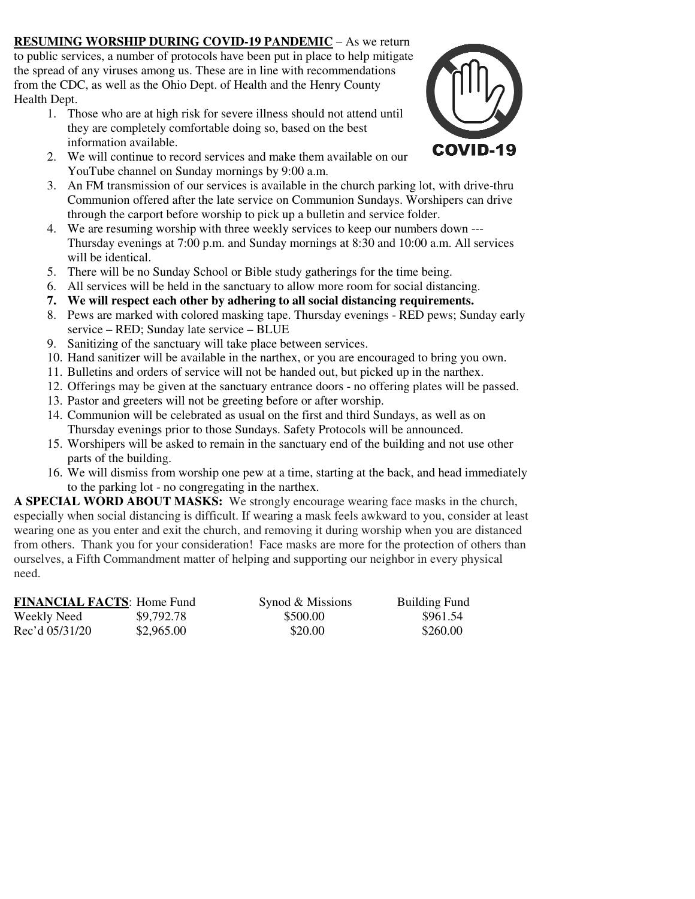**RESUMING WORSHIP DURING COVID-19 PANDEMIC** – As we return to public services, a number of protocols have been put in place to help mitigate the spread of any viruses among us. These are in line with recommendations from the CDC, as well as the Ohio Dept. of Health and the Henry County Health Dept.

1. Those who are at high risk for severe illness should not attend until they are completely comfortable doing so, based on the best information available.
2. We will continue to record services and make them available on our YouTube channel on Sunday mornings by 9:00 a.m.
3. An FM transmission of our services is available in the church parking lot, with drive-thru Communion offered after the late service on Communion Sundays. Worshipers can drive through the carport before worship to pick up a bulletin and service folder.
4. We are resuming worship with three weekly services to keep our numbers down --- Thursday evenings at 7:00 p.m. and Sunday mornings at 8:30 and 10:00 a.m. All services will be identical.
5. There will be no Sunday School or Bible study gatherings for the time being.
6. All services will be held in the sanctuary to allow more room for social distancing.
7. **We will respect each other by adhering to all social distancing requirements.**
8. Pews are marked with colored masking tape. Thursday evenings - RED pews; Sunday early service – RED; Sunday late service – BLUE
9. Sanitizing of the sanctuary will take place between services.
10. Hand sanitizer will be available in the narthex, or you are encouraged to bring you own.
11. Bulletins and orders of service will not be handed out, but picked up in the narthex.
12. Offerings may be given at the sanctuary entrance doors - no offering plates will be passed.
13. Pastor and greeters will not be greeting before or after worship.
14. Communion will be celebrated as usual on the first and third Sundays, as well as on Thursday evenings prior to those Sundays. Safety Protocols will be announced.
15. Worshipers will be asked to remain in the sanctuary end of the building and not use other parts of the building.
16. We will dismiss from worship one pew at a time, starting at the back, and head immediately to the parking lot - no congregating in the narthex.

**A SPECIAL WORD ABOUT MASKS:** We strongly encourage wearing face masks in the church, especially when social distancing is difficult. If wearing a mask feels awkward to you, consider at least wearing one as you enter and exit the church, and removing it during worship when you are distanced from others. Thank you for your consideration! Face masks are more for the protection of others than ourselves, a Fifth Commandment matter of helping and supporting our neighbor in every physical need.

| **FINANCIAL FACTS**: | Home Fund | Synod & Missions | Building Fund |
|---|---|---|---|
| Weekly Need | $9,792.78 | $500.00 | $961.54 |
| Rec'd 05/31/20 | $2,965.00 | $20.00 | $260.00 |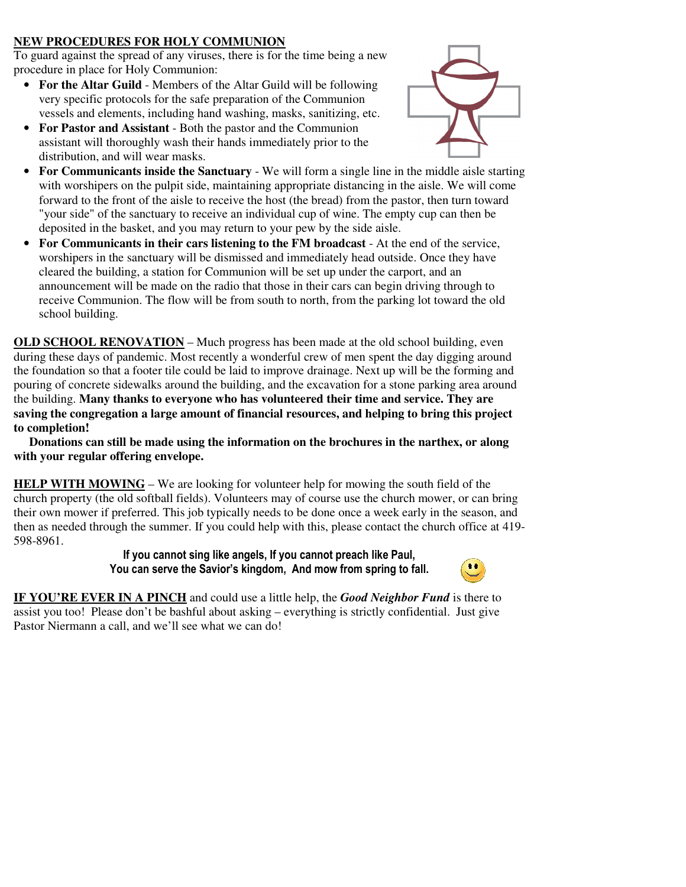**NEW PROCEDURES FOR HOLY COMMUNION**

To guard against the spread of any viruses, there is for the time being a new procedure in place for Holy Communion:

- **For the Altar Guild** - Members of the Altar Guild will be following very specific protocols for the safe preparation of the Communion vessels and elements, including hand washing, masks, sanitizing, etc.
- **For Pastor and Assistant** - Both the pastor and the Communion assistant will thoroughly wash their hands immediately prior to the distribution, and will wear masks.
- **For Communicants inside the Sanctuary** - We will form a single line in the middle aisle starting with worshipers on the pulpit side, maintaining appropriate distancing in the aisle. We will come forward to the front of the aisle to receive the host (the bread) from the pastor, then turn toward "your side" of the sanctuary to receive an individual cup of wine. The empty cup can then be deposited in the basket, and you may return to your pew by the side aisle.
- **For Communicants in their cars listening to the FM broadcast** - At the end of the service, worshipers in the sanctuary will be dismissed and immediately head outside. Once they have cleared the building, a station for Communion will be set up under the carport, and an announcement will be made on the radio that those in their cars can begin driving through to receive Communion. The flow will be from south to north, from the parking lot toward the old school building.

**OLD SCHOOL RENOVATION** – Much progress has been made at the old school building, even during these days of pandemic. Most recently a wonderful crew of men spent the day digging around the foundation so that a footer tile could be laid to improve drainage. Next up will be the forming and pouring of concrete sidewalks around the building, and the excavation for a stone parking area around the building. **Many thanks to everyone who has volunteered their time and service. They are saving the congregation a large amount of financial resources, and helping to bring this project to completion!**

**Donations can still be made using the information on the brochures in the narthex, or along with your regular offering envelope.**

**HELP WITH MOWING** – We are looking for volunteer help for mowing the south field of the church property (the old softball fields). Volunteers may of course use the church mower, or can bring their own mower if preferred. This job typically needs to be done once a week early in the season, and then as needed through the summer. If you could help with this, please contact the church office at 419-598-8961.

**If you cannot sing like angels, If you cannot preach like Paul,**
**You can serve the Savior's kingdom, And mow from spring to fall.**

**IF YOU'RE EVER IN A PINCH** and could use a little help, the ***Good Neighbor Fund*** is there to assist you too! Please don't be bashful about asking – everything is strictly confidential. Just give Pastor Niermann a call, and we'll see what we can do!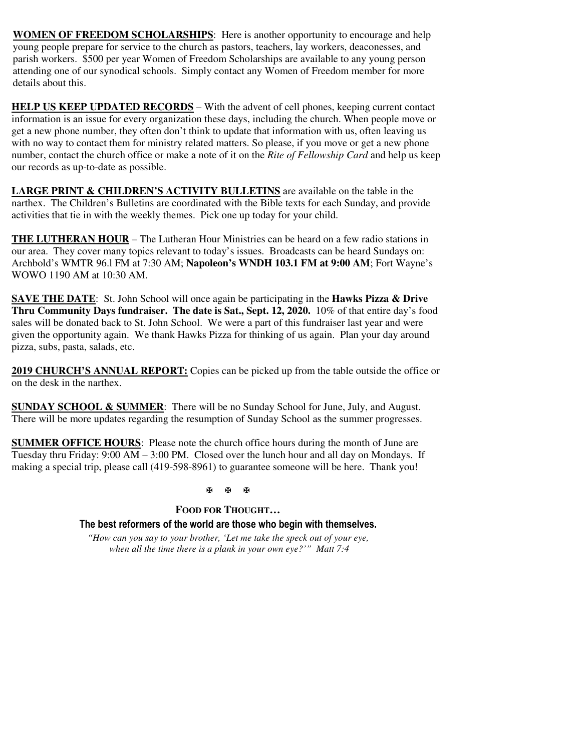**<u>WOMEN OF FREEDOM SCHOLARSHIPS</u>**: Here is another opportunity to encourage and help young people prepare for service to the church as pastors, teachers, lay workers, deaconesses, and parish workers. $500 per year Women of Freedom Scholarships are available to any young person attending one of our synodical schools. Simply contact any Women of Freedom member for more details about this.

**<u>HELP US KEEP UPDATED RECORDS</u>** – With the advent of cell phones, keeping current contact information is an issue for every organization these days, including the church. When people move or get a new phone number, they often don't think to update that information with us, often leaving us with no way to contact them for ministry related matters. So please, if you move or get a new phone number, contact the church office or make a note of it on the *Rite of Fellowship Card* and help us keep our records as up-to-date as possible.

**<u>LARGE PRINT & CHILDREN'S ACTIVITY BULLETINS</u>** are available on the table in the narthex. The Children's Bulletins are coordinated with the Bible texts for each Sunday, and provide activities that tie in with the weekly themes. Pick one up today for your child.

**<u>THE LUTHERAN HOUR</u>** – The Lutheran Hour Ministries can be heard on a few radio stations in our area. They cover many topics relevant to today's issues. Broadcasts can be heard Sundays on: Archbold's WMTR 96.l FM at 7:30 AM; **Napoleon's WNDH 103.1 FM at 9:00 AM**; Fort Wayne's WOWO 1190 AM at 10:30 AM.

**<u>SAVE THE DATE</u>**: St. John School will once again be participating in the **Hawks Pizza & Drive Thru Community Days fundraiser. The date is Sat., Sept. 12, 2020.** 10% of that entire day's food sales will be donated back to St. John School. We were a part of this fundraiser last year and were given the opportunity again. We thank Hawks Pizza for thinking of us again. Plan your day around pizza, subs, pasta, salads, etc.

**<u>2019 CHURCH'S ANNUAL REPORT:</u>** Copies can be picked up from the table outside the office or on the desk in the narthex.

**<u>SUNDAY SCHOOL & SUMMER</u>**: There will be no Sunday School for June, July, and August. There will be more updates regarding the resumption of Sunday School as the summer progresses.

**<u>SUMMER OFFICE HOURS</u>**: Please note the church office hours during the month of June are Tuesday thru Friday: 9:00 AM – 3:00 PM. Closed over the lunch hour and all day on Mondays. If making a special trip, please call (419-598-8961) to guarantee someone will be here. Thank you!

✠ ✠ ✠

**FOOD FOR THOUGHT…**

**The best reformers of the world are those who begin with themselves.**

*"How can you say to your brother, 'Let me take the speck out of your eye, when all the time there is a plank in your own eye?'" Matt 7:4*